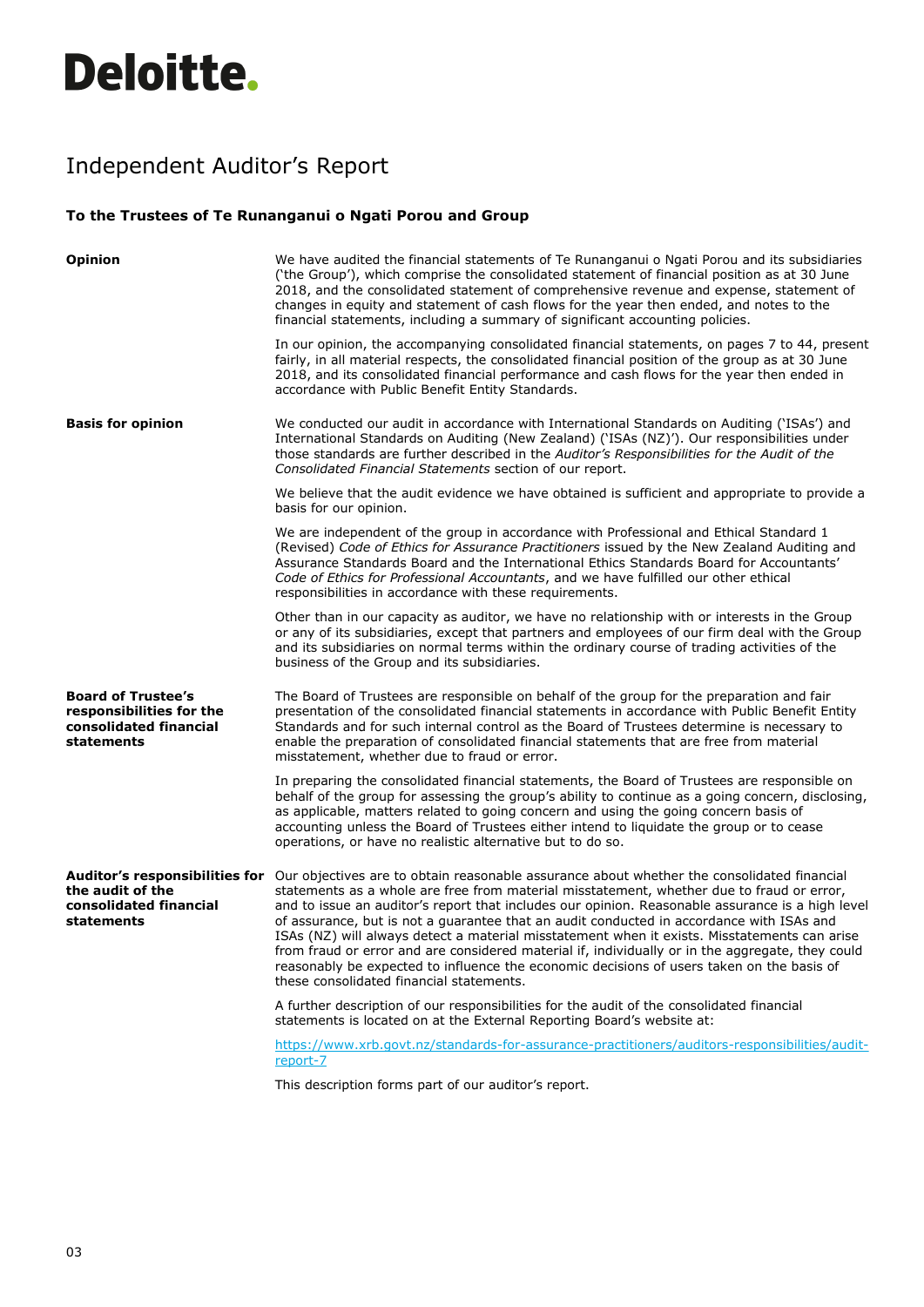# Deloitte.

## Independent Auditor's Report

**To the Trustees of Te Runanganui o Ngati Porou and Group**

### Opinion

We have audited the financial statements of Te Runanganui o Ngati Porou and its subsidiaries ('the Group'), which comprise the consolidated statement of financial position as at 30 June 2018, and the consolidated statement of comprehensive revenue and expense, statement of changes in equity and statement of cash flows for the year then ended, and notes to the financial statements, including a summary of significant accounting policies.

In our opinion, the accompanying consolidated financial statements, on pages 7 to 44, present fairly, in all material respects, the consolidated financial position of the group as at 30 June 2018, and its consolidated financial performance and cash flows for the year then ended in accordance with Public Benefit Entity Standards.

### Basis for opinion

We conducted our audit in accordance with International Standards on Auditing ('ISAs') and International Standards on Auditing (New Zealand) ('ISAs (NZ)'). Our responsibilities under those standards are further described in the *Auditor's Responsibilities for the Audit of the Consolidated Financial Statements* section of our report.

We believe that the audit evidence we have obtained is sufficient and appropriate to provide a basis for our opinion.

We are independent of the group in accordance with Professional and Ethical Standard 1 (Revised) *Code of Ethics for Assurance Practitioners* issued by the New Zealand Auditing and Assurance Standards Board and the International Ethics Standards Board for Accountants' *Code of Ethics for Professional Accountants*, and we have fulfilled our other ethical responsibilities in accordance with these requirements.

Other than in our capacity as auditor, we have no relationship with or interests in the Group or any of its subsidiaries, except that partners and employees of our firm deal with the Group and its subsidiaries on normal terms within the ordinary course of trading activities of the business of the Group and its subsidiaries.

### Board of Trustee's responsibilities for the consolidated financial statements

The Board of Trustees are responsible on behalf of the group for the preparation and fair presentation of the consolidated financial statements in accordance with Public Benefit Entity Standards and for such internal control as the Board of Trustees determine is necessary to enable the preparation of consolidated financial statements that are free from material misstatement, whether due to fraud or error.

In preparing the consolidated financial statements, the Board of Trustees are responsible on behalf of the group for assessing the group's ability to continue as a going concern, disclosing, as applicable, matters related to going concern and using the going concern basis of accounting unless the Board of Trustees either intend to liquidate the group or to cease operations, or have no realistic alternative but to do so.

### Auditor's responsibilities for the audit of the consolidated financial statements

Our objectives are to obtain reasonable assurance about whether the consolidated financial statements as a whole are free from material misstatement, whether due to fraud or error, and to issue an auditor's report that includes our opinion. Reasonable assurance is a high level of assurance, but is not a guarantee that an audit conducted in accordance with ISAs and ISAs (NZ) will always detect a material misstatement when it exists. Misstatements can arise from fraud or error and are considered material if, individually or in the aggregate, they could reasonably be expected to influence the economic decisions of users taken on the basis of these consolidated financial statements.

A further description of our responsibilities for the audit of the consolidated financial statements is located on at the External Reporting Board's website at:

https://www.xrb.govt.nz/standards-for-assurance-practitioners/auditors-responsibilities/audit-report-7

This description forms part of our auditor's report.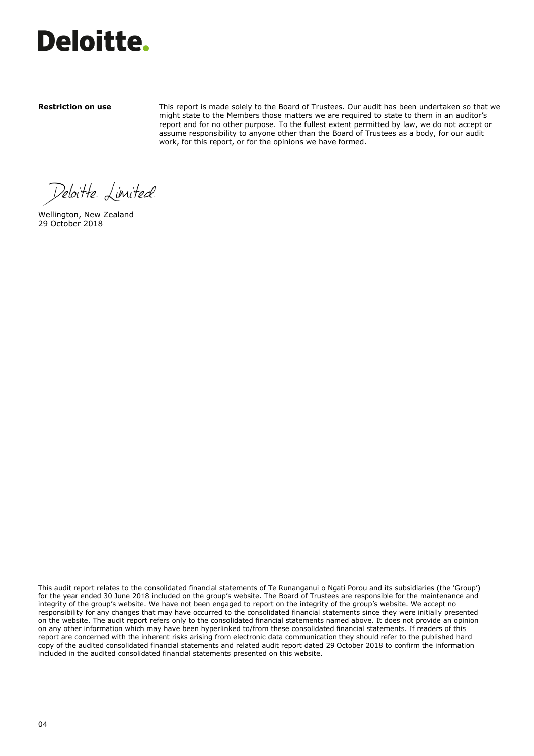**Deloitte.**

**Restriction on use**

This report is made solely to the Board of Trustees. Our audit has been undertaken so that we might state to the Members those matters we are required to state to them in an auditor's report and for no other purpose. To the fullest extent permitted by law, we do not accept or assume responsibility to anyone other than the Board of Trustees as a body, for our audit work, for this report, or for the opinions we have formed.

Deloitte Limited

Wellington, New Zealand
29 October 2018

This audit report relates to the consolidated financial statements of Te Runanganui o Ngati Porou and its subsidiaries (the 'Group') for the year ended 30 June 2018 included on the group's website. The Board of Trustees are responsible for the maintenance and integrity of the group's website. We have not been engaged to report on the integrity of the group's website. We accept no responsibility for any changes that may have occurred to the consolidated financial statements since they were initially presented on the website. The audit report refers only to the consolidated financial statements named above. It does not provide an opinion on any other information which may have been hyperlinked to/from these consolidated financial statements. If readers of this report are concerned with the inherent risks arising from electronic data communication they should refer to the published hard copy of the audited consolidated financial statements and related audit report dated 29 October 2018 to confirm the information included in the audited consolidated financial statements presented on this website.